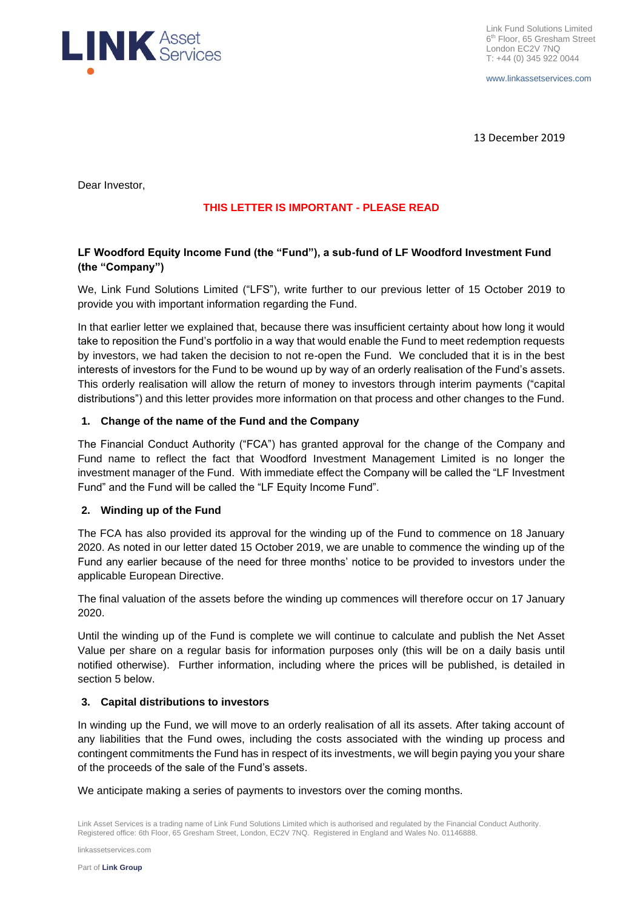Link Fund Solutions Limited
6th Floor, 65 Gresham Street
London EC2V 7NQ
T: +44 (0) 345 922 0044

www.linkassetservices.com

13 December 2019

Dear Investor,

**THIS LETTER IS IMPORTANT - PLEASE READ**

**LF Woodford Equity Income Fund (the "Fund"), a sub-fund of LF Woodford Investment Fund (the "Company")**

We, Link Fund Solutions Limited ("LFS"), write further to our previous letter of 15 October 2019 to provide you with important information regarding the Fund.

In that earlier letter we explained that, because there was insufficient certainty about how long it would take to reposition the Fund's portfolio in a way that would enable the Fund to meet redemption requests by investors, we had taken the decision to not re-open the Fund. We concluded that it is in the best interests of investors for the Fund to be wound up by way of an orderly realisation of the Fund's assets. This orderly realisation will allow the return of money to investors through interim payments ("capital distributions") and this letter provides more information on that process and other changes to the Fund.

## 1. Change of the name of the Fund and the Company

The Financial Conduct Authority ("FCA") has granted approval for the change of the Company and Fund name to reflect the fact that Woodford Investment Management Limited is no longer the investment manager of the Fund. With immediate effect the Company will be called the "LF Investment Fund" and the Fund will be called the "LF Equity Income Fund".

## 2. Winding up of the Fund

The FCA has also provided its approval for the winding up of the Fund to commence on 18 January 2020. As noted in our letter dated 15 October 2019, we are unable to commence the winding up of the Fund any earlier because of the need for three months' notice to be provided to investors under the applicable European Directive.

The final valuation of the assets before the winding up commences will therefore occur on 17 January 2020.

Until the winding up of the Fund is complete we will continue to calculate and publish the Net Asset Value per share on a regular basis for information purposes only (this will be on a daily basis until notified otherwise). Further information, including where the prices will be published, is detailed in section 5 below.

## 3. Capital distributions to investors

In winding up the Fund, we will move to an orderly realisation of all its assets. After taking account of any liabilities that the Fund owes, including the costs associated with the winding up process and contingent commitments the Fund has in respect of its investments, we will begin paying you your share of the proceeds of the sale of the Fund's assets.

We anticipate making a series of payments to investors over the coming months.

Link Asset Services is a trading name of Link Fund Solutions Limited which is authorised and regulated by the Financial Conduct Authority. Registered office: 6th Floor, 65 Gresham Street, London, EC2V 7NQ. Registered in England and Wales No. 01146888.

linkassetservices.com

Part of **Link Group**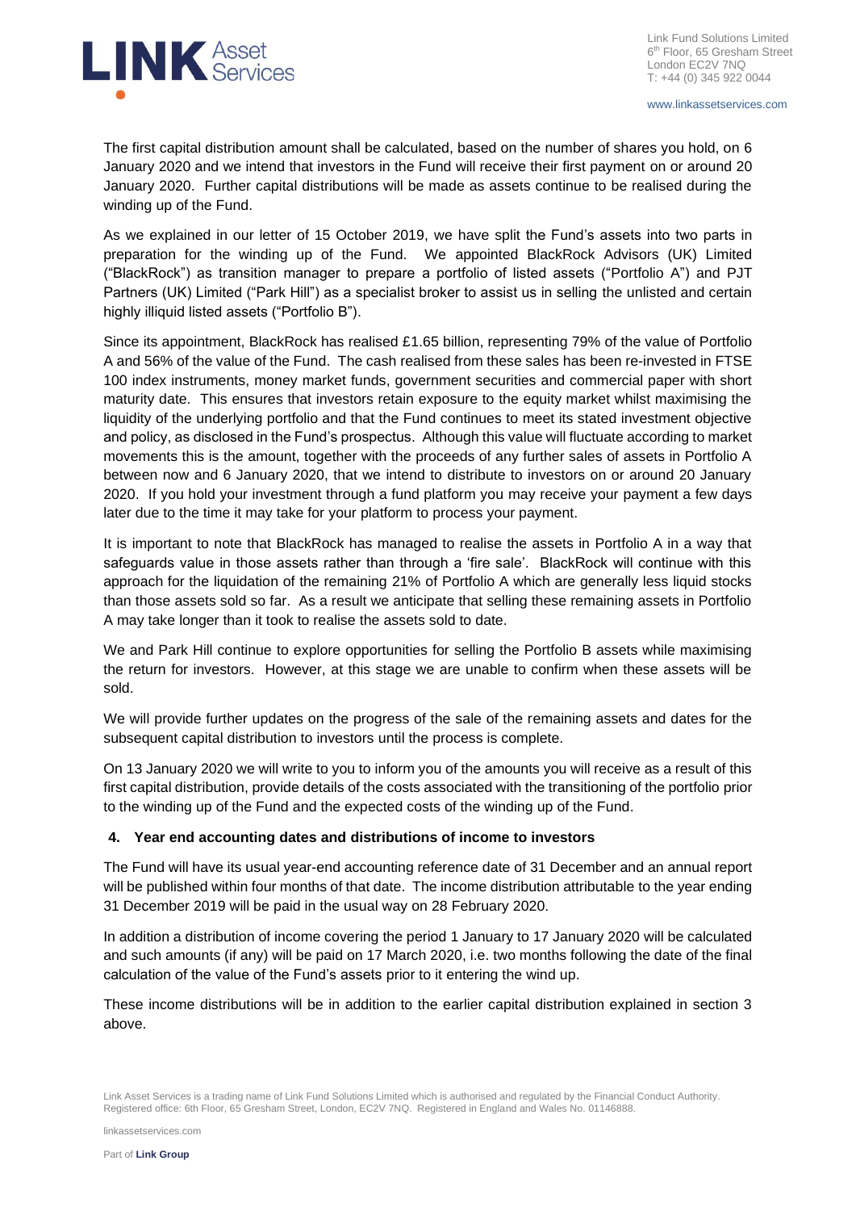The first capital distribution amount shall be calculated, based on the number of shares you hold, on 6 January 2020 and we intend that investors in the Fund will receive their first payment on or around 20 January 2020. Further capital distributions will be made as assets continue to be realised during the winding up of the Fund.

As we explained in our letter of 15 October 2019, we have split the Fund's assets into two parts in preparation for the winding up of the Fund. We appointed BlackRock Advisors (UK) Limited ("BlackRock") as transition manager to prepare a portfolio of listed assets ("Portfolio A") and PJT Partners (UK) Limited ("Park Hill") as a specialist broker to assist us in selling the unlisted and certain highly illiquid listed assets ("Portfolio B").

Since its appointment, BlackRock has realised £1.65 billion, representing 79% of the value of Portfolio A and 56% of the value of the Fund. The cash realised from these sales has been re-invested in FTSE 100 index instruments, money market funds, government securities and commercial paper with short maturity date. This ensures that investors retain exposure to the equity market whilst maximising the liquidity of the underlying portfolio and that the Fund continues to meet its stated investment objective and policy, as disclosed in the Fund's prospectus. Although this value will fluctuate according to market movements this is the amount, together with the proceeds of any further sales of assets in Portfolio A between now and 6 January 2020, that we intend to distribute to investors on or around 20 January 2020. If you hold your investment through a fund platform you may receive your payment a few days later due to the time it may take for your platform to process your payment.

It is important to note that BlackRock has managed to realise the assets in Portfolio A in a way that safeguards value in those assets rather than through a 'fire sale'. BlackRock will continue with this approach for the liquidation of the remaining 21% of Portfolio A which are generally less liquid stocks than those assets sold so far. As a result we anticipate that selling these remaining assets in Portfolio A may take longer than it took to realise the assets sold to date.

We and Park Hill continue to explore opportunities for selling the Portfolio B assets while maximising the return for investors. However, at this stage we are unable to confirm when these assets will be sold.

We will provide further updates on the progress of the sale of the remaining assets and dates for the subsequent capital distribution to investors until the process is complete.

On 13 January 2020 we will write to you to inform you of the amounts you will receive as a result of this first capital distribution, provide details of the costs associated with the transitioning of the portfolio prior to the winding up of the Fund and the expected costs of the winding up of the Fund.

**4. Year end accounting dates and distributions of income to investors**

The Fund will have its usual year-end accounting reference date of 31 December and an annual report will be published within four months of that date. The income distribution attributable to the year ending 31 December 2019 will be paid in the usual way on 28 February 2020.

In addition a distribution of income covering the period 1 January to 17 January 2020 will be calculated and such amounts (if any) will be paid on 17 March 2020, i.e. two months following the date of the final calculation of the value of the Fund's assets prior to it entering the wind up.

These income distributions will be in addition to the earlier capital distribution explained in section 3 above.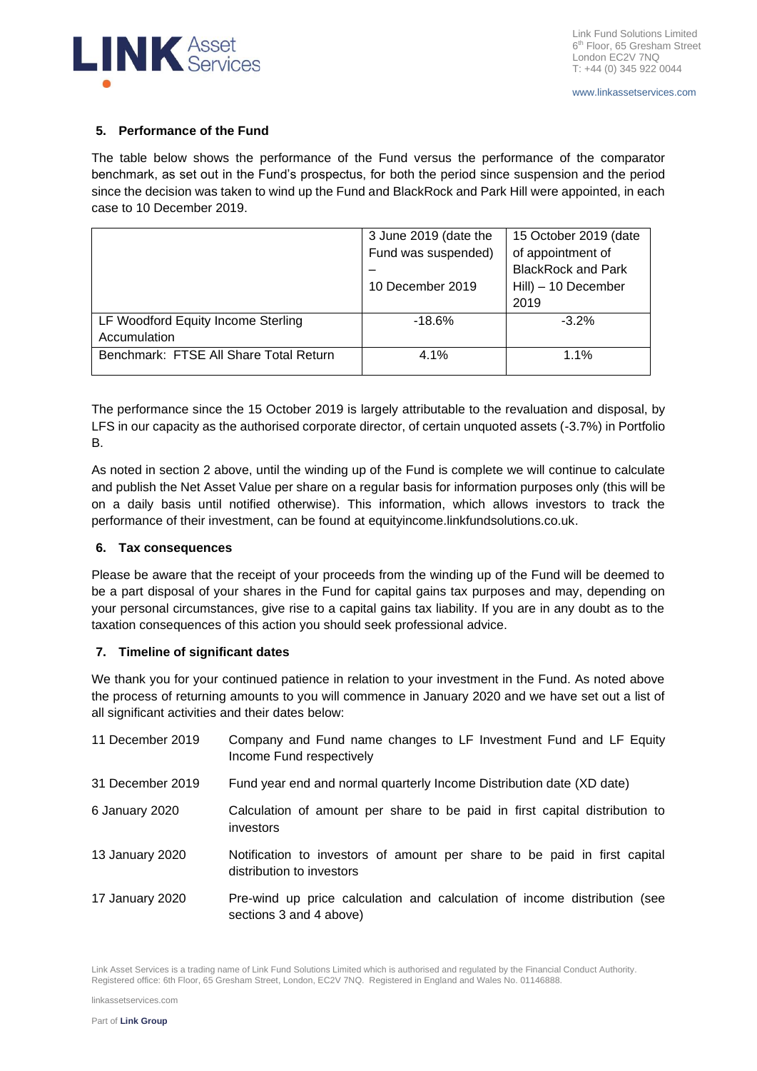## 5. Performance of the Fund

The table below shows the performance of the Fund versus the performance of the comparator benchmark, as set out in the Fund's prospectus, for both the period since suspension and the period since the decision was taken to wind up the Fund and BlackRock and Park Hill were appointed, in each case to 10 December 2019.

| | 3 June 2019 (date the Fund was suspended) – 10 December 2019 | 15 October 2019 (date of appointment of BlackRock and Park Hill) – 10 December 2019 |
|---|---|---|
| LF Woodford Equity Income Sterling Accumulation | -18.6% | -3.2% |
| Benchmark: FTSE All Share Total Return | 4.1% | 1.1% |

The performance since the 15 October 2019 is largely attributable to the revaluation and disposal, by LFS in our capacity as the authorised corporate director, of certain unquoted assets (-3.7%) in Portfolio B.

As noted in section 2 above, until the winding up of the Fund is complete we will continue to calculate and publish the Net Asset Value per share on a regular basis for information purposes only (this will be on a daily basis until notified otherwise). This information, which allows investors to track the performance of their investment, can be found at equityincome.linkfundsolutions.co.uk.

## 6. Tax consequences

Please be aware that the receipt of your proceeds from the winding up of the Fund will be deemed to be a part disposal of your shares in the Fund for capital gains tax purposes and may, depending on your personal circumstances, give rise to a capital gains tax liability. If you are in any doubt as to the taxation consequences of this action you should seek professional advice.

## 7. Timeline of significant dates

We thank you for your continued patience in relation to your investment in the Fund. As noted above the process of returning amounts to you will commence in January 2020 and we have set out a list of all significant activities and their dates below:

| | |
|---|---|
| 11 December 2019 | Company and Fund name changes to LF Investment Fund and LF Equity Income Fund respectively |
| 31 December 2019 | Fund year end and normal quarterly Income Distribution date (XD date) |
| 6 January 2020 | Calculation of amount per share to be paid in first capital distribution to investors |
| 13 January 2020 | Notification to investors of amount per share to be paid in first capital distribution to investors |
| 17 January 2020 | Pre-wind up price calculation and calculation of income distribution (see sections 3 and 4 above) |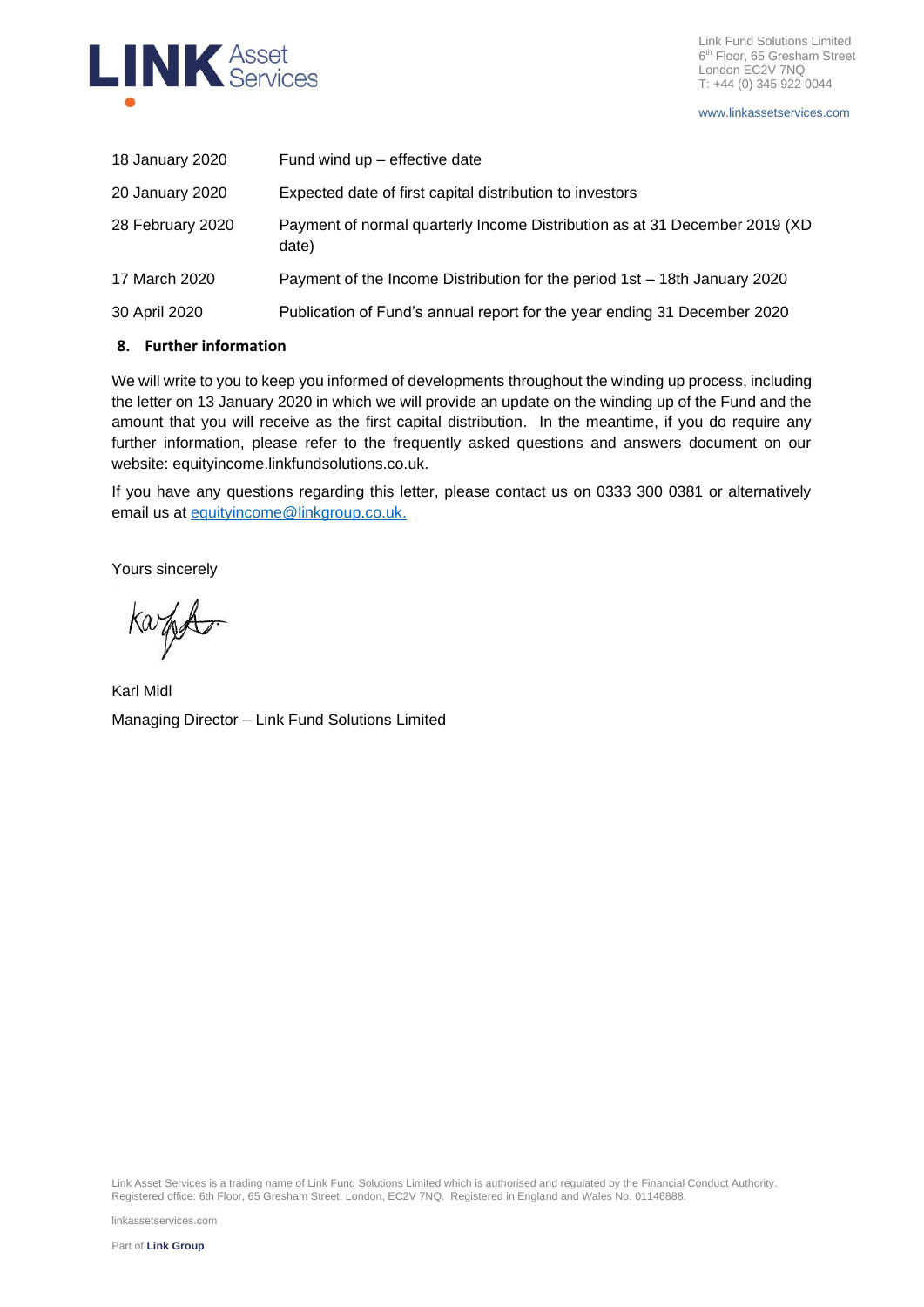| | |
|---|---|
| 18 January 2020 | Fund wind up – effective date |
| 20 January 2020 | Expected date of first capital distribution to investors |
| 28 February 2020 | Payment of normal quarterly Income Distribution as at 31 December 2019 (XD date) |
| 17 March 2020 | Payment of the Income Distribution for the period 1st – 18th January 2020 |
| 30 April 2020 | Publication of Fund's annual report for the year ending 31 December 2020 |

## 8. Further information

We will write to you to keep you informed of developments throughout the winding up process, including the letter on 13 January 2020 in which we will provide an update on the winding up of the Fund and the amount that you will receive as the first capital distribution. In the meantime, if you do require any further information, please refer to the frequently asked questions and answers document on our website: equityincome.linkfundsolutions.co.uk.

If you have any questions regarding this letter, please contact us on 0333 300 0381 or alternatively email us at equityincome@linkgroup.co.uk.

Yours sincerely

Karl Midl

Managing Director – Link Fund Solutions Limited

Link Asset Services is a trading name of Link Fund Solutions Limited which is authorised and regulated by the Financial Conduct Authority. Registered office: 6th Floor, 65 Gresham Street, London, EC2V 7NQ. Registered in England and Wales No. 01146888.